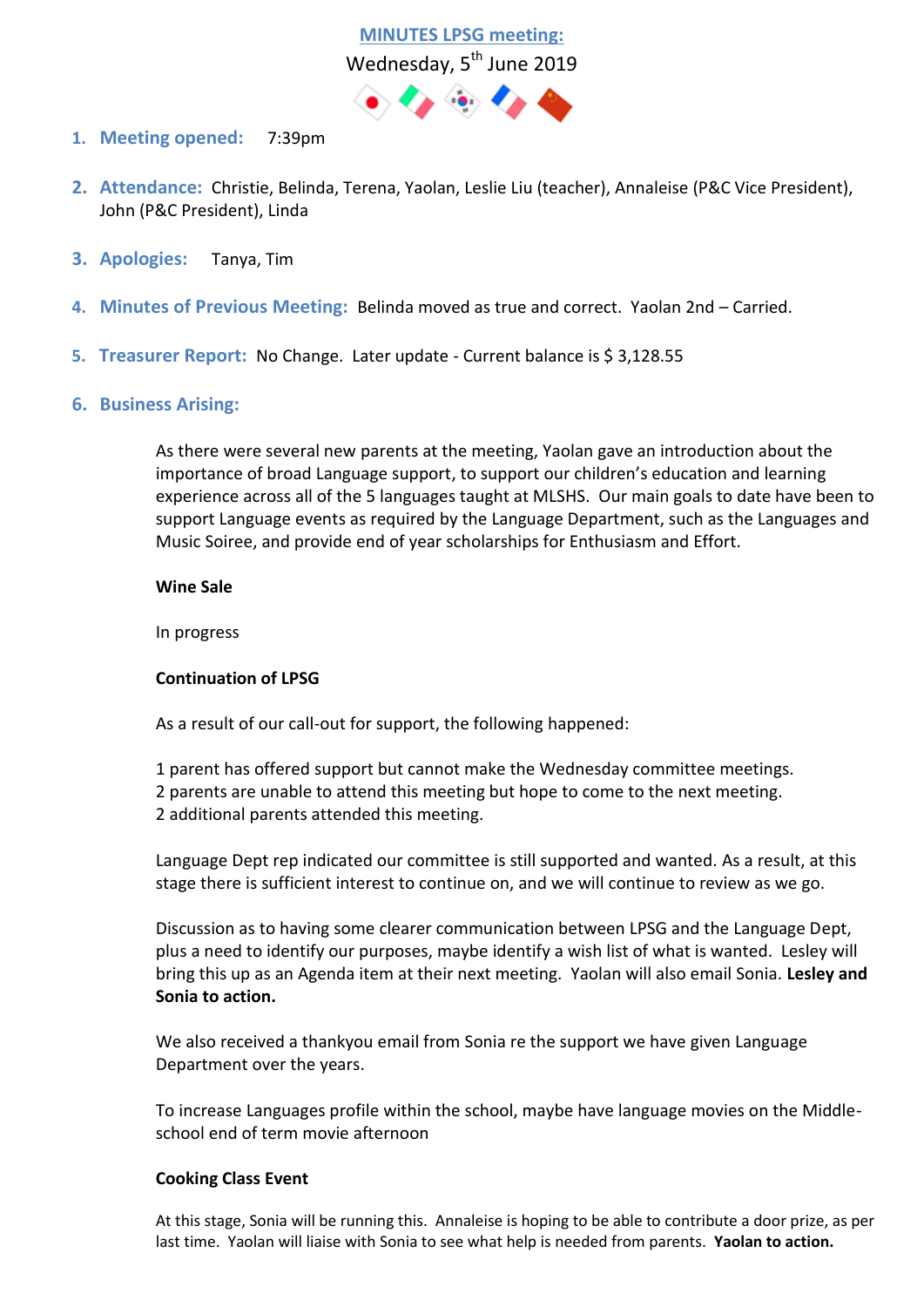**MINUTES LPSG meeting:**

Wednesday, 5th June 2019

1. **Meeting opened:** 7:39pm

2. **Attendance:** Christie, Belinda, Terena, Yaolan, Leslie Liu (teacher), Annaleise (P&C Vice President), John (P&C President), Linda

3. **Apologies:** Tanya, Tim

4. **Minutes of Previous Meeting:** Belinda moved as true and correct. Yaolan 2nd – Carried.

5. **Treasurer Report:** No Change. Later update - Current balance is $ 3,128.55

6. **Business Arising:**

As there were several new parents at the meeting, Yaolan gave an introduction about the importance of broad Language support, to support our children's education and learning experience across all of the 5 languages taught at MLSHS. Our main goals to date have been to support Language events as required by the Language Department, such as the Languages and Music Soiree, and provide end of year scholarships for Enthusiasm and Effort.

**Wine Sale**

In progress

**Continuation of LPSG**

As a result of our call-out for support, the following happened:

1 parent has offered support but cannot make the Wednesday committee meetings.
2 parents are unable to attend this meeting but hope to come to the next meeting.
2 additional parents attended this meeting.

Language Dept rep indicated our committee is still supported and wanted. As a result, at this stage there is sufficient interest to continue on, and we will continue to review as we go.

Discussion as to having some clearer communication between LPSG and the Language Dept, plus a need to identify our purposes, maybe identify a wish list of what is wanted. Lesley will bring this up as an Agenda item at their next meeting. Yaolan will also email Sonia. **Lesley and Sonia to action.**

We also received a thankyou email from Sonia re the support we have given Language Department over the years.

To increase Languages profile within the school, maybe have language movies on the Middle-school end of term movie afternoon

**Cooking Class Event**

At this stage, Sonia will be running this. Annaleise is hoping to be able to contribute a door prize, as per last time. Yaolan will liaise with Sonia to see what help is needed from parents. **Yaolan to action.**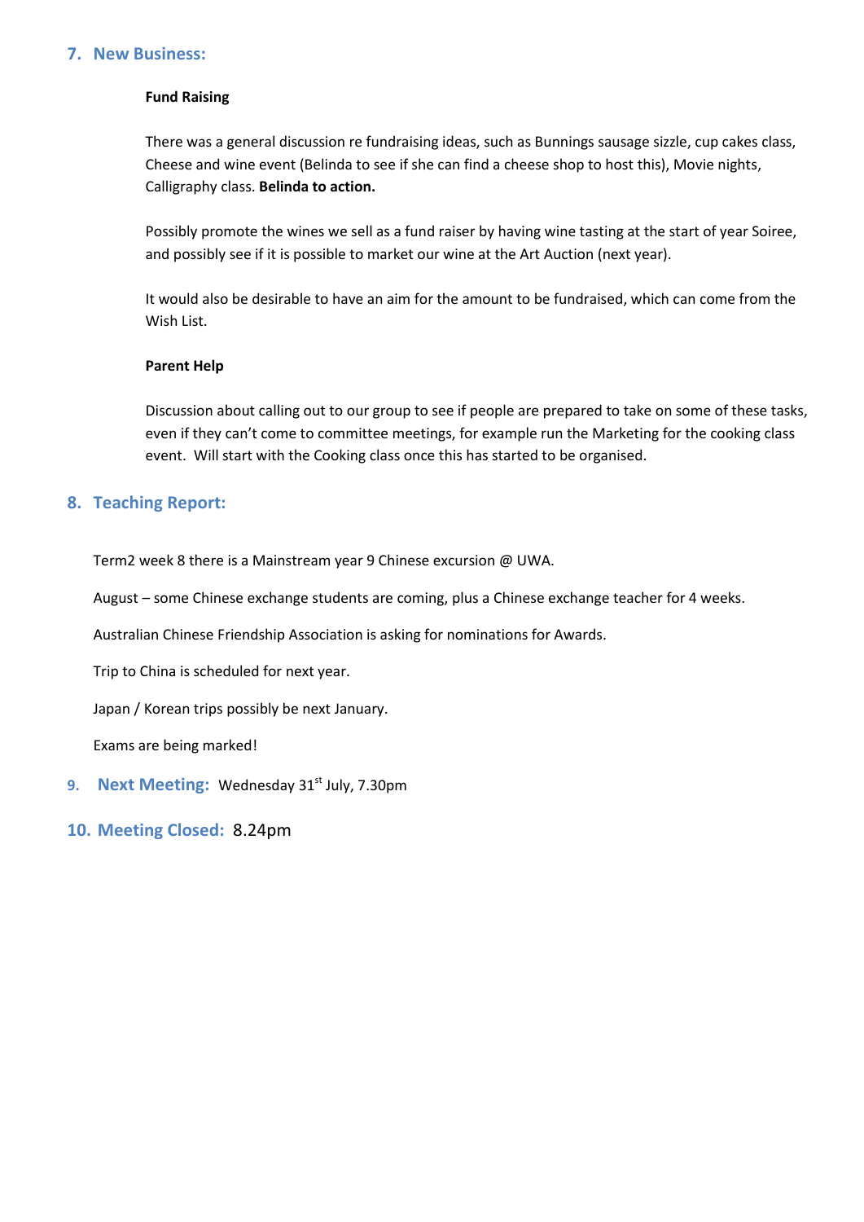## 7. New Business:

**Fund Raising**

There was a general discussion re fundraising ideas, such as Bunnings sausage sizzle, cup cakes class, Cheese and wine event (Belinda to see if she can find a cheese shop to host this), Movie nights, Calligraphy class. **Belinda to action.**

Possibly promote the wines we sell as a fund raiser by having wine tasting at the start of year Soiree, and possibly see if it is possible to market our wine at the Art Auction (next year).

It would also be desirable to have an aim for the amount to be fundraised, which can come from the Wish List.

**Parent Help**

Discussion about calling out to our group to see if people are prepared to take on some of these tasks, even if they can't come to committee meetings, for example run the Marketing for the cooking class event. Will start with the Cooking class once this has started to be organised.

## 8. Teaching Report:

Term2 week 8 there is a Mainstream year 9 Chinese excursion @ UWA.

August – some Chinese exchange students are coming, plus a Chinese exchange teacher for 4 weeks.

Australian Chinese Friendship Association is asking for nominations for Awards.

Trip to China is scheduled for next year.

Japan / Korean trips possibly be next January.

Exams are being marked!

## 9. Next Meeting: Wednesday 31st July, 7.30pm

## 10. Meeting Closed: 8.24pm